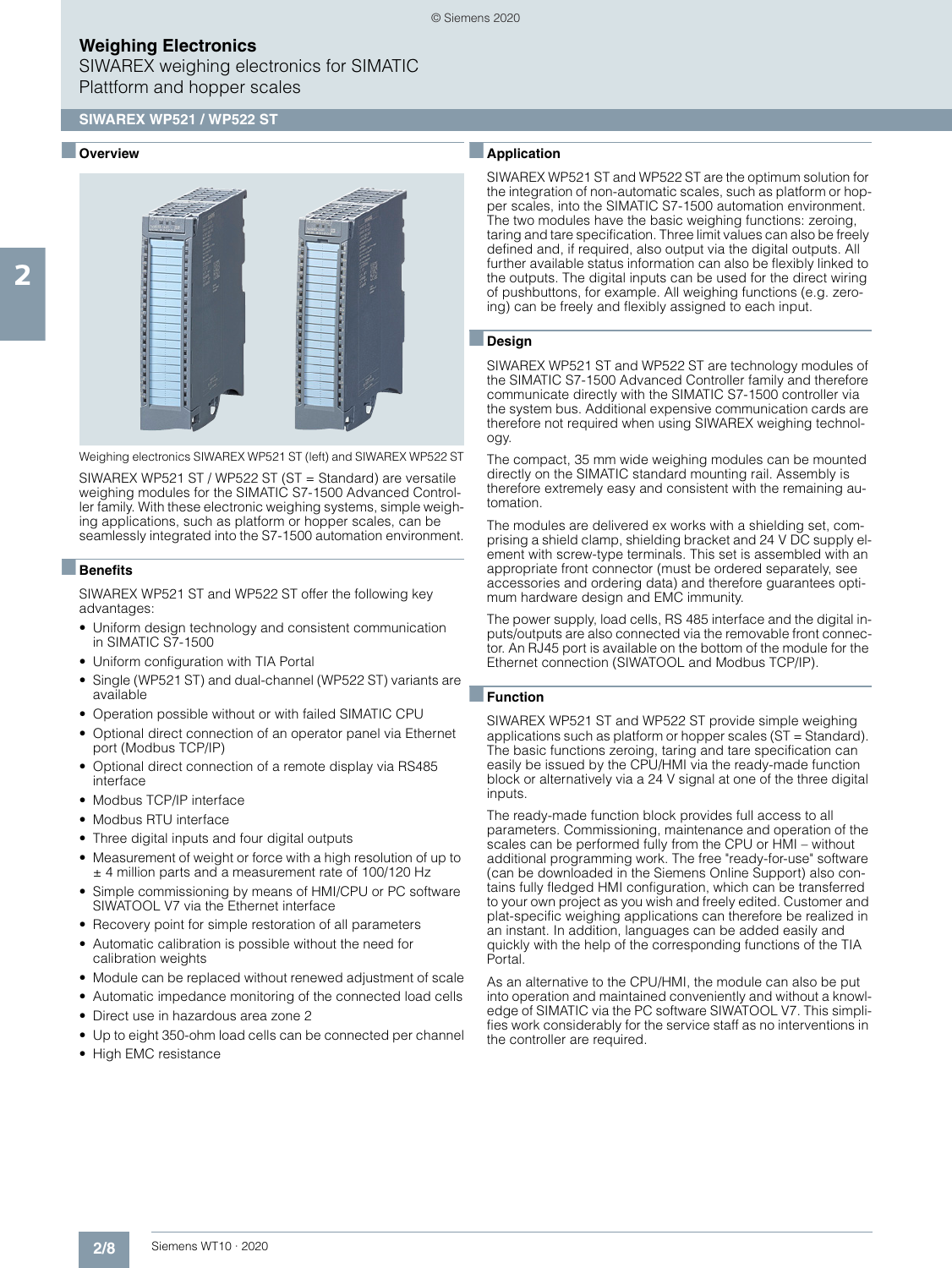# Weighing Electronics

SIWAREX weighing electronics for SIMATIC
Plattform and hopper scales

## SIWAREX WP521 / WP522 ST

### Overview

Weighing electronics SIWAREX WP521 ST (left) and SIWAREX WP522 ST

SIWAREX WP521 ST / WP522 ST (ST = Standard) are versatile weighing modules for the SIMATIC S7-1500 Advanced Controller family. With these electronic weighing systems, simple weighing applications, such as platform or hopper scales, can be seamlessly integrated into the S7-1500 automation environment.

### Benefits

SIWAREX WP521 ST and WP522 ST offer the following key advantages:

- Uniform design technology and consistent communication in SIMATIC S7-1500
- Uniform configuration with TIA Portal
- Single (WP521 ST) and dual-channel (WP522 ST) variants are available
- Operation possible without or with failed SIMATIC CPU
- Optional direct connection of an operator panel via Ethernet port (Modbus TCP/IP)
- Optional direct connection of a remote display via RS485 interface
- Modbus TCP/IP interface
- Modbus RTU interface
- Three digital inputs and four digital outputs
- Measurement of weight or force with a high resolution of up to ± 4 million parts and a measurement rate of 100/120 Hz
- Simple commissioning by means of HMI/CPU or PC software SIWATOOL V7 via the Ethernet interface
- Recovery point for simple restoration of all parameters
- Automatic calibration is possible without the need for calibration weights
- Module can be replaced without renewed adjustment of scale
- Automatic impedance monitoring of the connected load cells
- Direct use in hazardous area zone 2
- Up to eight 350-ohm load cells can be connected per channel
- High EMC resistance

### Application

SIWAREX WP521 ST and WP522 ST are the optimum solution for the integration of non-automatic scales, such as platform or hopper scales, into the SIMATIC S7-1500 automation environment. The two modules have the basic weighing functions: zeroing, taring and tare specification. Three limit values can also be freely defined and, if required, also output via the digital outputs. All further available status information can also be flexibly linked to the outputs. The digital inputs can be used for the direct wiring of pushbuttons, for example. All weighing functions (e.g. zeroing) can be freely and flexibly assigned to each input.

### Design

SIWAREX WP521 ST and WP522 ST are technology modules of the SIMATIC S7-1500 Advanced Controller family and therefore communicate directly with the SIMATIC S7-1500 controller via the system bus. Additional expensive communication cards are therefore not required when using SIWAREX weighing technology.

The compact, 35 mm wide weighing modules can be mounted directly on the SIMATIC standard mounting rail. Assembly is therefore extremely easy and consistent with the remaining automation.

The modules are delivered ex works with a shielding set, comprising a shield clamp, shielding bracket and 24 V DC supply element with screw-type terminals. This set is assembled with an appropriate front connector (must be ordered separately, see accessories and ordering data) and therefore guarantees optimum hardware design and EMC immunity.

The power supply, load cells, RS 485 interface and the digital inputs/outputs are also connected via the removable front connector. An RJ45 port is available on the bottom of the module for the Ethernet connection (SIWATOOL and Modbus TCP/IP).

### Function

SIWAREX WP521 ST and WP522 ST provide simple weighing applications such as platform or hopper scales (ST = Standard). The basic functions zeroing, taring and tare specification can easily be issued by the CPU/HMI via the ready-made function block or alternatively via a 24 V signal at one of the three digital inputs.

The ready-made function block provides full access to all parameters. Commissioning, maintenance and operation of the scales can be performed fully from the CPU or HMI – without additional programming work. The free "ready-for-use" software (can be downloaded in the Siemens Online Support) also contains fully fledged HMI configuration, which can be transferred to your own project as you wish and freely edited. Customer and plat-specific weighing applications can therefore be realized in an instant. In addition, languages can be added easily and quickly with the help of the corresponding functions of the TIA Portal.

As an alternative to the CPU/HMI, the module can also be put into operation and maintained conveniently and without a knowledge of SIMATIC via the PC software SIWATOOL V7. This simplifies work considerably for the service staff as no interventions in the controller are required.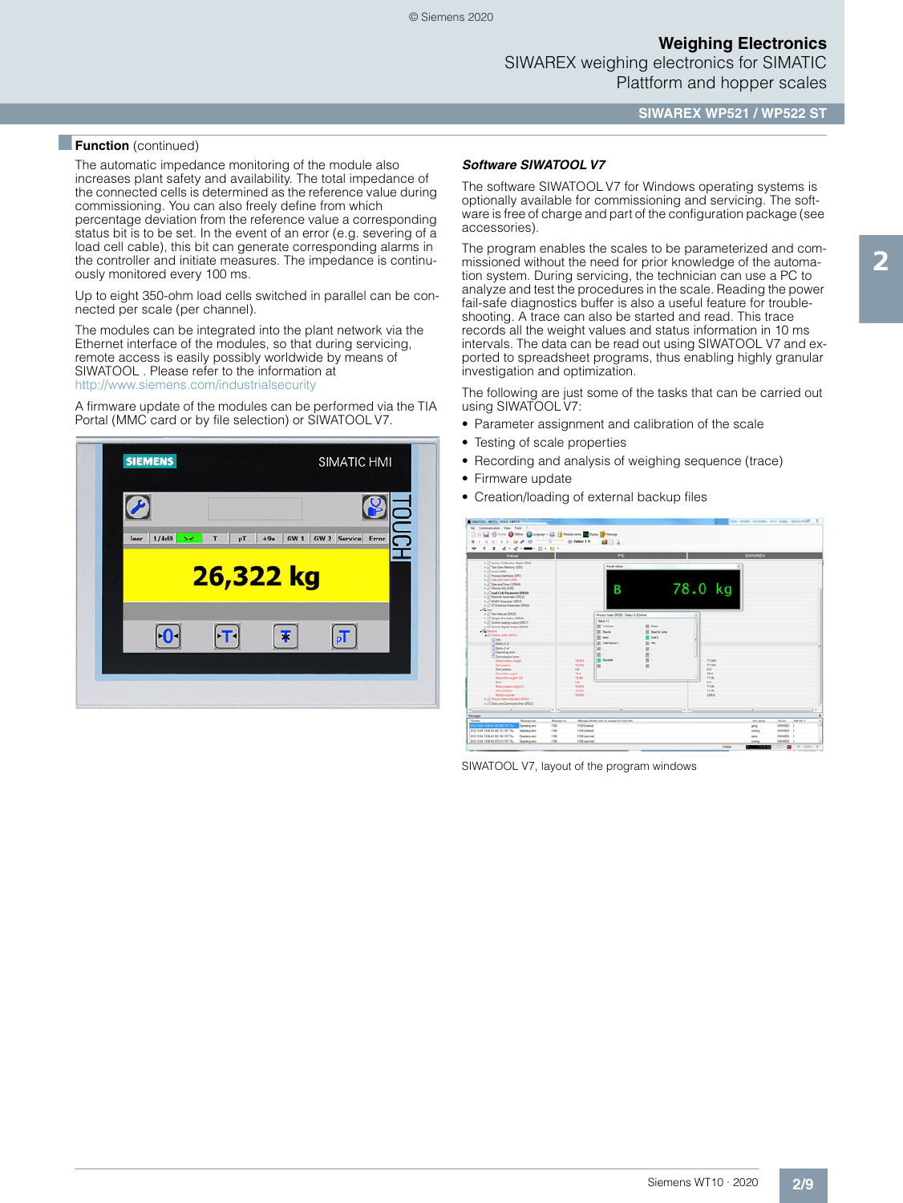## Function (continued)

The automatic impedance monitoring of the module also increases plant safety and availability. The total impedance of the connected cells is determined as the reference value during commissioning. You can also freely define from which percentage deviation from the reference value a corresponding status bit is to be set. In the event of an error (e.g. severing of a load cell cable), this bit can generate corresponding alarms in the controller and initiate measures. The impedance is continuously monitored every 100 ms.

Up to eight 350-ohm load cells switched in parallel can be connected per scale (per channel).

The modules can be integrated into the plant network via the Ethernet interface of the modules, so that during servicing, remote access is easily possibly worldwide by means of SIWATOOL . Please refer to the information at http://www.siemens.com/industrialsecurity

A firmware update of the modules can be performed via the TIA Portal (MMC card or by file selection) or SIWATOOL V7.

### *Software SIWATOOL V7*

The software SIWATOOL V7 for Windows operating systems is optionally available for commissioning and servicing. The software is free of charge and part of the configuration package (see accessories).

The program enables the scales to be parameterized and commissioned without the need for prior knowledge of the automation system. During servicing, the technician can use a PC to analyze and test the procedures in the scale. Reading the power fail-safe diagnostics buffer is also a useful feature for troubleshooting. A trace can also be started and read. This trace records all the weight values and status information in 10 ms intervals. The data can be read out using SIWATOOL V7 and exported to spreadsheet programs, thus enabling highly granular investigation and optimization.

The following are just some of the tasks that can be carried out using SIWATOOL V7:

- Parameter assignment and calibration of the scale
- Testing of scale properties
- Recording and analysis of weighing sequence (trace)
- Firmware update
- Creation/loading of external backup files

SIWATOOL V7, layout of the program windows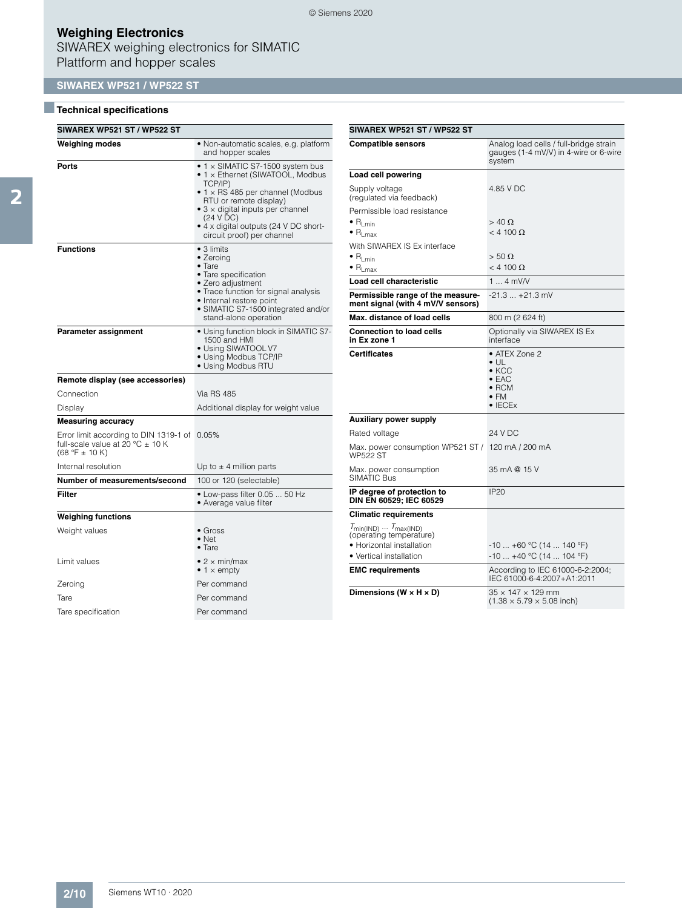## Weighing Electronics

SIWAREX weighing electronics for SIMATIC
Plattform and hopper scales

### SIWAREX WP521 / WP522 ST

#### Technical specifications

| SIWAREX WP521 ST / WP522 ST | |
|---|---|
| **Weighing modes** | • Non-automatic scales, e.g. platform and hopper scales |
| **Ports** | • 1 × SIMATIC S7-1500 system bus<br>• 1 × Ethernet (SIWATOOL, Modbus TCP/IP)<br>• 1 × RS 485 per channel (Modbus RTU or remote display)<br>• 3 × digital inputs per channel (24 V DC)<br>• 4 x digital outputs (24 V DC short-circuit proof) per channel |
| **Functions** | • 3 limits<br>• Zeroing<br>• Tare<br>• Tare specification<br>• Zero adjustment<br>• Trace function for signal analysis<br>• Internal restore point<br>• SIMATIC S7-1500 integrated and/or stand-alone operation |
| **Parameter assignment** | • Using function block in SIMATIC S7-1500 and HMI<br>• Using SIWATOOL V7<br>• Using Modbus TCP/IP<br>• Using Modbus RTU |
| **Remote display (see accessories)** | |
| Connection | Via RS 485 |
| Display | Additional display for weight value |
| **Measuring accuracy** | |
| Error limit according to DIN 1319-1 of full-scale value at 20 °C ± 10 K (68 °F ± 10 K) | 0.05% |
| Internal resolution | Up to ± 4 million parts |
| **Number of measurements/second** | 100 or 120 (selectable) |
| **Filter** | • Low-pass filter 0.05 ... 50 Hz<br>• Average value filter |
| **Weighing functions** | |
| Weight values | • Gross<br>• Net<br>• Tare |
| Limit values | • 2 × min/max<br>• 1 × empty |
| Zeroing | Per command |
| Tare | Per command |
| Tare specification | Per command |

| SIWAREX WP521 ST / WP522 ST | |
|---|---|
| **Compatible sensors** | Analog load cells / full-bridge strain gauges (1-4 mV/V) in 4-wire or 6-wire system |
| **Load cell powering** | |
| Supply voltage (regulated via feedback) | 4.85 V DC |
| Permissible load resistance | |
| • $R_{Lmin}$ | > 40 Ω |
| • $R_{Lmax}$ | < 4 100 Ω |
| With SIWAREX IS Ex interface | |
| • $R_{Lmin}$ | > 50 Ω |
| • $R_{Lmax}$ | < 4 100 Ω |
| **Load cell characteristic** | 1 ... 4 mV/V |
| **Permissible range of the measurement signal (with 4 mV/V sensors)** | -21.3 ... +21.3 mV |
| **Max. distance of load cells** | 800 m (2 624 ft) |
| **Connection to load cells in Ex zone 1** | Optionally via SIWAREX IS Ex interface |
| **Certificates** | • ATEX Zone 2<br>• UL<br>• KCC<br>• EAC<br>• RCM<br>• FM<br>• IECEx |
| **Auxiliary power supply** | |
| Rated voltage | 24 V DC |
| Max. power consumption WP521 ST / WP522 ST | 120 mA / 200 mA |
| Max. power consumption SIMATIC Bus | 35 mA @ 15 V |
| **IP degree of protection to DIN EN 60529; IEC 60529** | IP20 |
| **Climatic requirements** | |
| $T_{min(IND)}$ ... $T_{max(IND)}$ (operating temperature) | |
| • Horizontal installation | -10 ... +60 °C (14 ... 140 °F) |
| • Vertical installation | -10 ... +40 °C (14 ... 104 °F) |
| **EMC requirements** | According to IEC 61000-6-2:2004; IEC 61000-6-4:2007+A1:2011 |
| **Dimensions (W × H × D)** | 35 × 147 × 129 mm (1.38 × 5.79 × 5.08 inch) |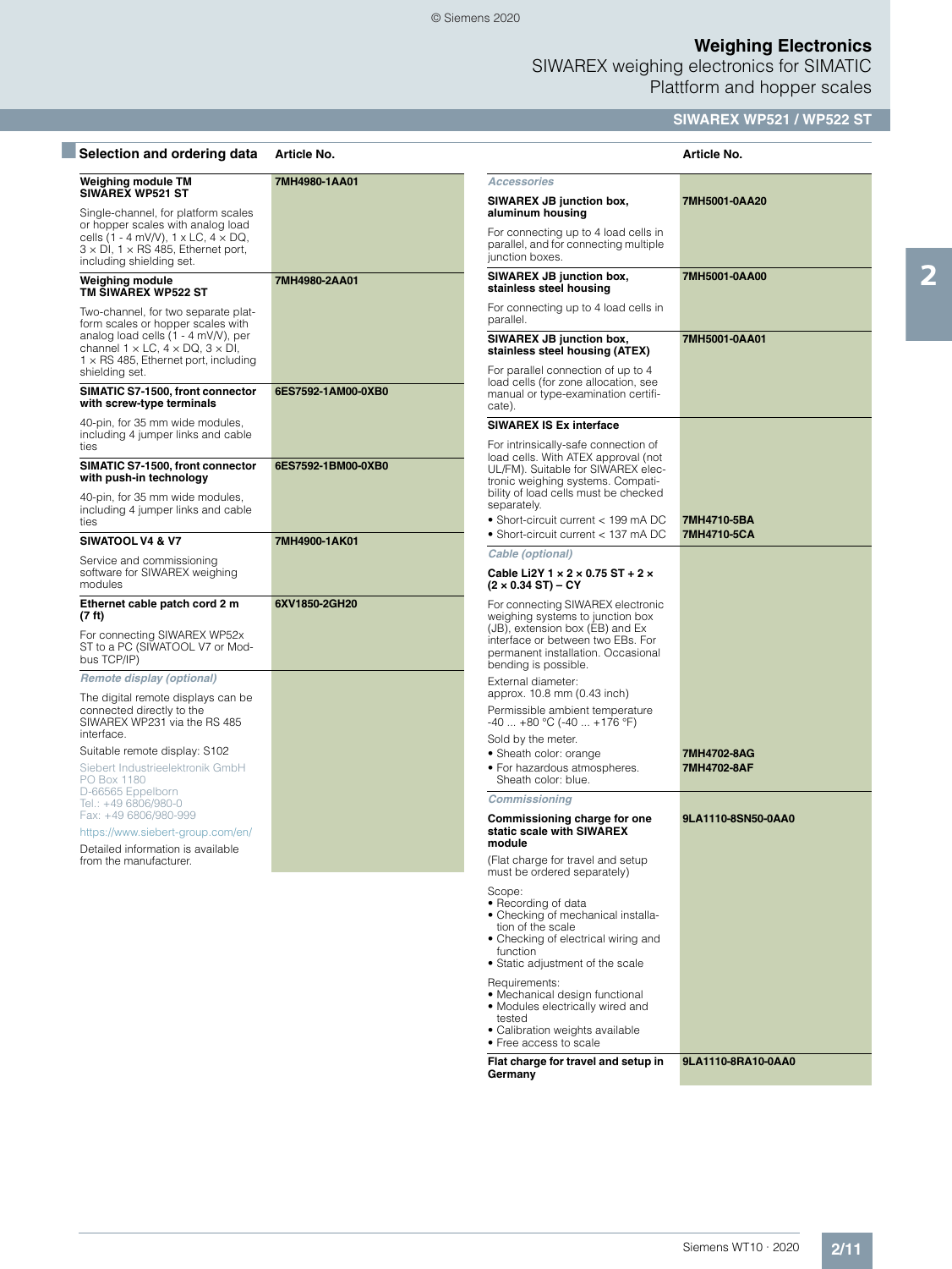## Selection and ordering data

| | Article No. |
|---|---|
| **Weighing module TM SIWAREX WP521 ST**<br>Single-channel, for platform scales or hopper scales with analog load cells (1 - 4 mV/V), 1 x LC, 4 × DQ, 3 × DI, 1 × RS 485, Ethernet port, including shielding set. | **7MH4980-1AA01** |
| **Weighing module TM SIWAREX WP522 ST**<br>Two-channel, for two separate platform scales or hopper scales with analog load cells (1 - 4 mV/V), per channel 1 × LC, 4 × DQ, 3 × DI, 1 × RS 485, Ethernet port, including shielding set. | **7MH4980-2AA01** |
| **SIMATIC S7-1500, front connector with screw-type terminals**<br>40-pin, for 35 mm wide modules, including 4 jumper links and cable ties | **6ES7592-1AM00-0XB0** |
| **SIMATIC S7-1500, front connector with push-in technology**<br>40-pin, for 35 mm wide modules, including 4 jumper links and cable ties | **6ES7592-1BM00-0XB0** |
| **SIWATOOL V4 & V7**<br>Service and commissioning software for SIWAREX weighing modules | **7MH4900-1AK01** |
| **Ethernet cable patch cord 2 m (7 ft)**<br>For connecting SIWAREX WP52x ST to a PC (SIWATOOL V7 or Modbus TCP/IP) | **6XV1850-2GH20** |
| ***Remote display (optional)*** | |
| The digital remote displays can be connected directly to the SIWAREX WP231 via the RS 485 interface.<br>Suitable remote display: S102<br>Siebert Industrieelektronik GmbH<br>PO Box 1180<br>D-66565 Eppelborn<br>Tel.: +49 6806/980-0<br>Fax: +49 6806/980-999<br>https://www.siebert-group.com/en/<br>Detailed information is available from the manufacturer. | |

| | Article No. |
|---|---|
| ***Accessories*** | |
| **SIWAREX JB junction box, aluminum housing**<br>For connecting up to 4 load cells in parallel, and for connecting multiple junction boxes. | **7MH5001-0AA20** |
| **SIWAREX JB junction box, stainless steel housing**<br>For connecting up to 4 load cells in parallel. | **7MH5001-0AA00** |
| **SIWAREX JB junction box, stainless steel housing (ATEX)**<br>For parallel connection of up to 4 load cells (for zone allocation, see manual or type-examination certificate). | **7MH5001-0AA01** |
| **SIWAREX IS Ex interface**<br>For intrinsically-safe connection of load cells. With ATEX approval (not UL/FM). Suitable for SIWAREX electronic weighing systems. Compatibility of load cells must be checked separately. | |
| • Short-circuit current < 199 mA DC | **7MH4710-5BA** |
| • Short-circuit current < 137 mA DC | **7MH4710-5CA** |
| ***Cable (optional)*** | |
| **Cable Li2Y 1 × 2 × 0.75 ST + 2 × (2 × 0.34 ST) – CY**<br>For connecting SIWAREX electronic weighing systems to junction box (JB), extension box (EB) and Ex interface or between two EBs. For permanent installation. Occasional bending is possible.<br>External diameter: approx. 10.8 mm (0.43 inch)<br>Permissible ambient temperature -40 ... +80 °C (-40 ... +176 °F)<br>Sold by the meter. | |
| • Sheath color: orange | **7MH4702-8AG** |
| • For hazardous atmospheres. Sheath color: blue. | **7MH4702-8AF** |
| ***Commissioning*** | |
| **Commissioning charge for one static scale with SIWAREX module**<br>(Flat charge for travel and setup must be ordered separately)<br>Scope:<br>• Recording of data<br>• Checking of mechanical installation of the scale<br>• Checking of electrical wiring and function<br>• Static adjustment of the scale<br>Requirements:<br>• Mechanical design functional<br>• Modules electrically wired and tested<br>• Calibration weights available<br>• Free access to scale | **9LA1110-8SN50-0AA0** |
| **Flat charge for travel and setup in Germany** | **9LA1110-8RA10-0AA0** |